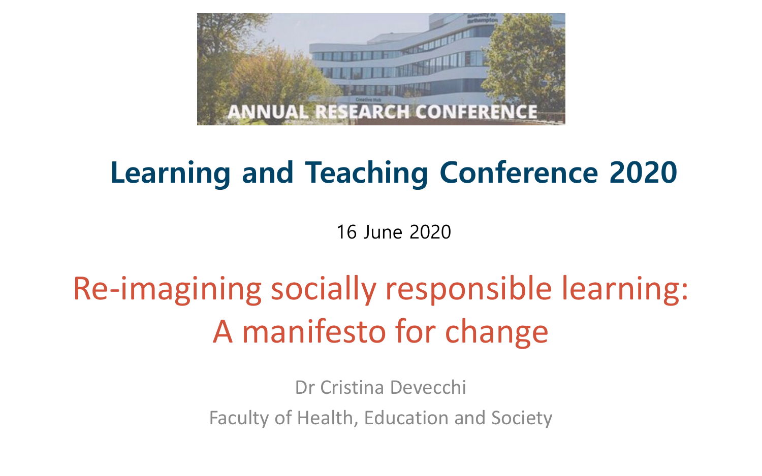ANNUAL RESEARCH CONFERENCE

# Learning and Teaching Conference 2020

16 June 2020

## Re-imagining socially responsible learning: A manifesto for change

Dr Cristina Devecchi

Faculty of Health, Education and Society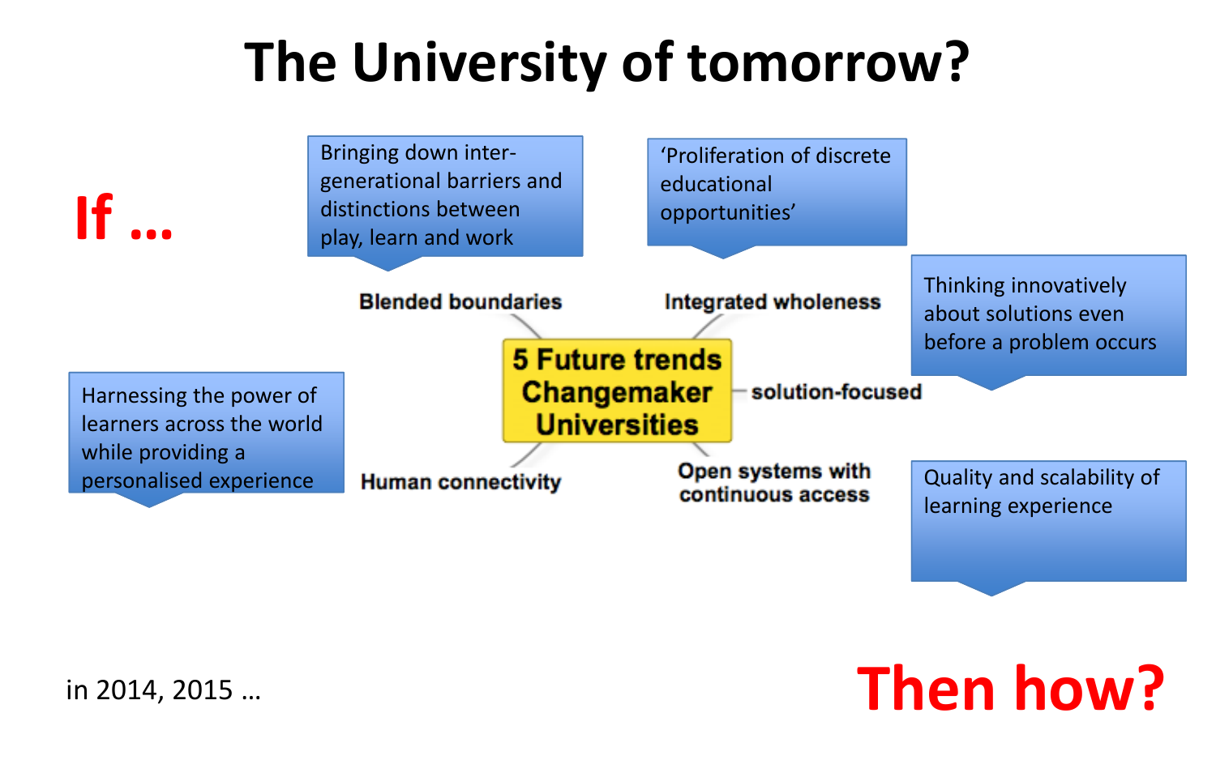# The University of tomorrow?

**If …**

**5 Future trends Changemaker Universities**

- **Blended boundaries**: Bringing down inter-generational barriers and distinctions between play, learn and work
- **Integrated wholeness**: 'Proliferation of discrete educational opportunities'
- **solution-focused**: Thinking innovatively about solutions even before a problem occurs
- **Open systems with continuous access**: Quality and scalability of learning experience
- **Human connectivity**: Harnessing the power of learners across the world while providing a personalised experience

in 2014, 2015 …

**Then how?**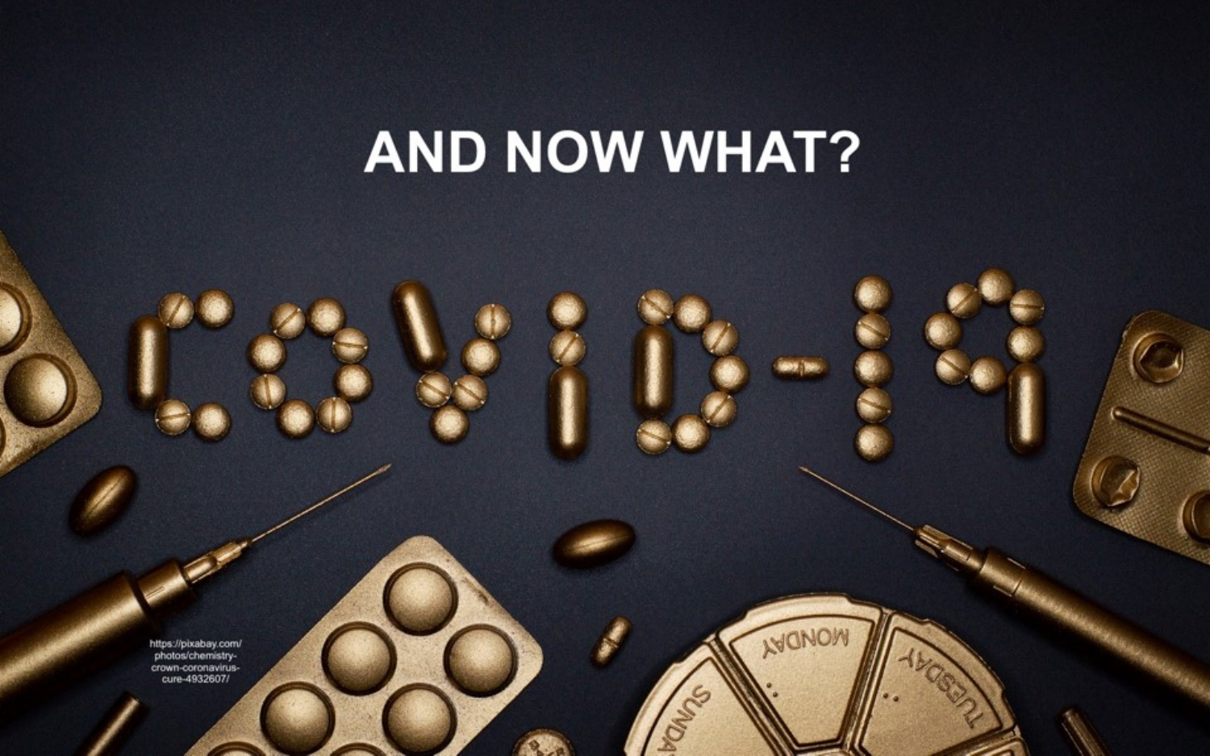# AND NOW WHAT?

COVID-19

https://pixabay.com/photos/chemistry-crown-coronavirus-cure-4932607/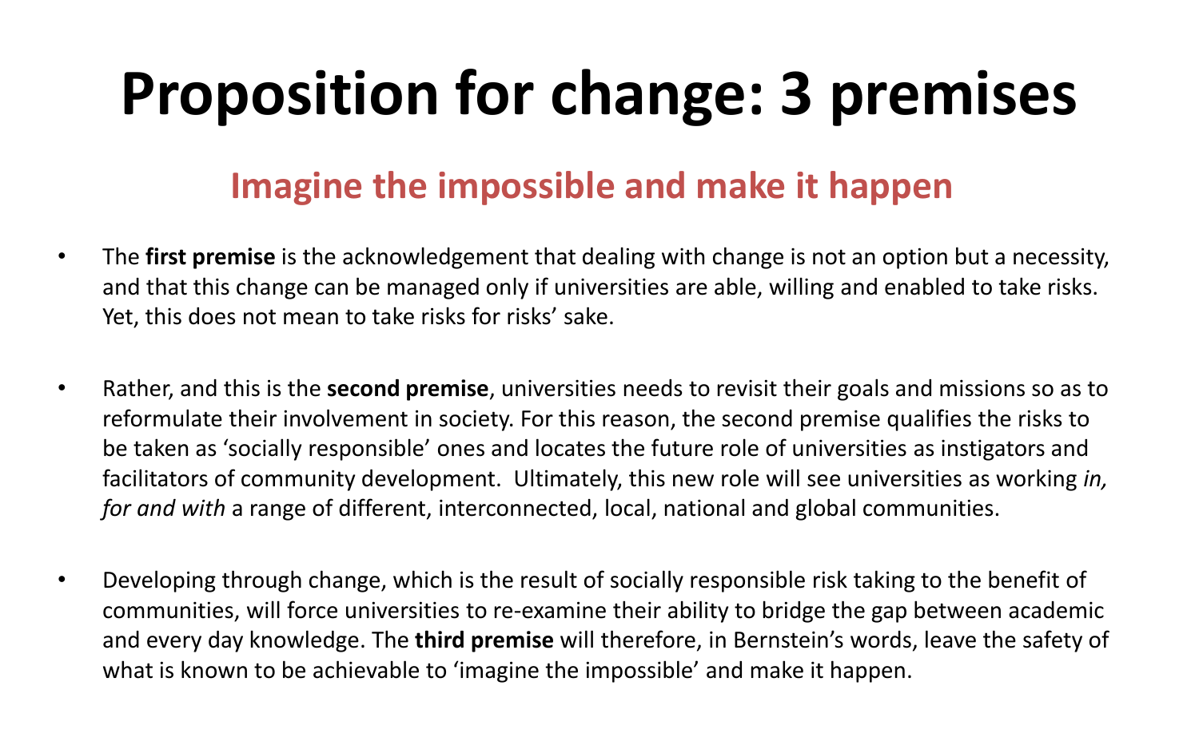# Proposition for change: 3 premises

## Imagine the impossible and make it happen

- The **first premise** is the acknowledgement that dealing with change is not an option but a necessity, and that this change can be managed only if universities are able, willing and enabled to take risks. Yet, this does not mean to take risks for risks' sake.

- Rather, and this is the **second premise**, universities needs to revisit their goals and missions so as to reformulate their involvement in society. For this reason, the second premise qualifies the risks to be taken as 'socially responsible' ones and locates the future role of universities as instigators and facilitators of community development. Ultimately, this new role will see universities as working *in, for and with* a range of different, interconnected, local, national and global communities.

- Developing through change, which is the result of socially responsible risk taking to the benefit of communities, will force universities to re-examine their ability to bridge the gap between academic and every day knowledge. The **third premise** will therefore, in Bernstein's words, leave the safety of what is known to be achievable to 'imagine the impossible' and make it happen.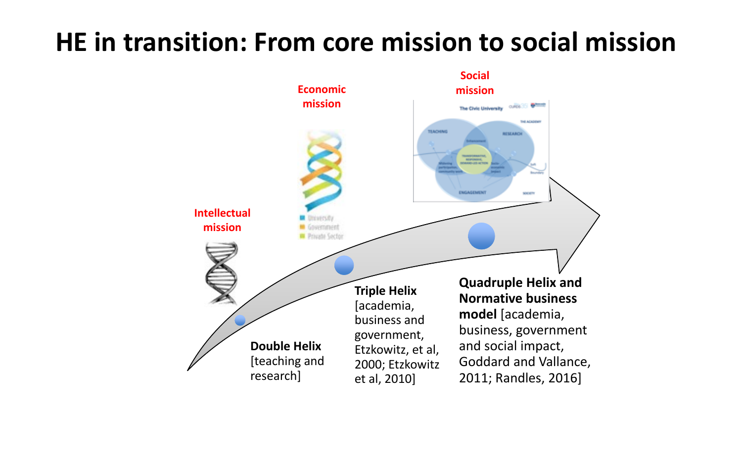# HE in transition: From core mission to social mission

Intellectual mission

Economic mission

Social mission

**Double Helix** [teaching and research]

**Triple Helix** [academia, business and government, Etzkowitz, et al, 2000; Etzkowitz et al, 2010]

**Quadruple Helix and Normative business model** [academia, business, government and social impact, Goddard and Vallance, 2011; Randles, 2016]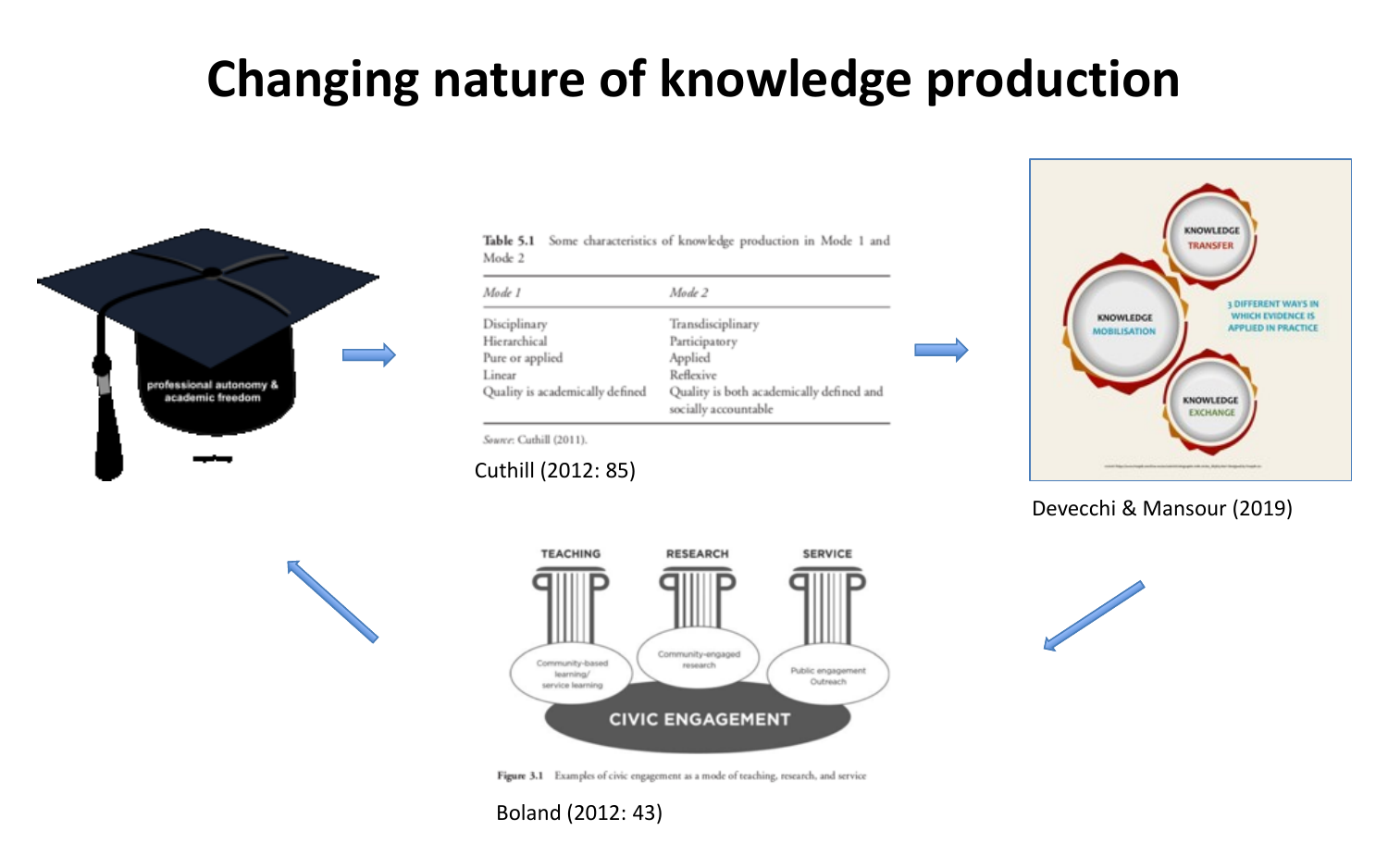# Changing nature of knowledge production

professional autonomy & academic freedom

**Table 5.1** Some characteristics of knowledge production in Mode 1 and Mode 2

| *Mode 1* | *Mode 2* |
| --- | --- |
| Disciplinary | Transdisciplinary |
| Hierarchical | Participatory |
| Pure or applied | Applied |
| Linear | Reflexive |
| Quality is academically defined | Quality is both academically defined and socially accountable |

*Source:* Cuthill (2011).

Cuthill (2012: 85)

KNOWLEDGE TRANSFER

KNOWLEDGE MOBILISATION

KNOWLEDGE EXCHANGE

3 DIFFERENT WAYS IN WHICH EVIDENCE IS APPLIED IN PRACTICE

Devecchi & Mansour (2019)

TEACHING — Community-based learning/ service learning

RESEARCH — Community-engaged research

SERVICE — Public engagement Outreach

CIVIC ENGAGEMENT

**Figure 3.1** Examples of civic engagement as a mode of teaching, research, and service

Boland (2012: 43)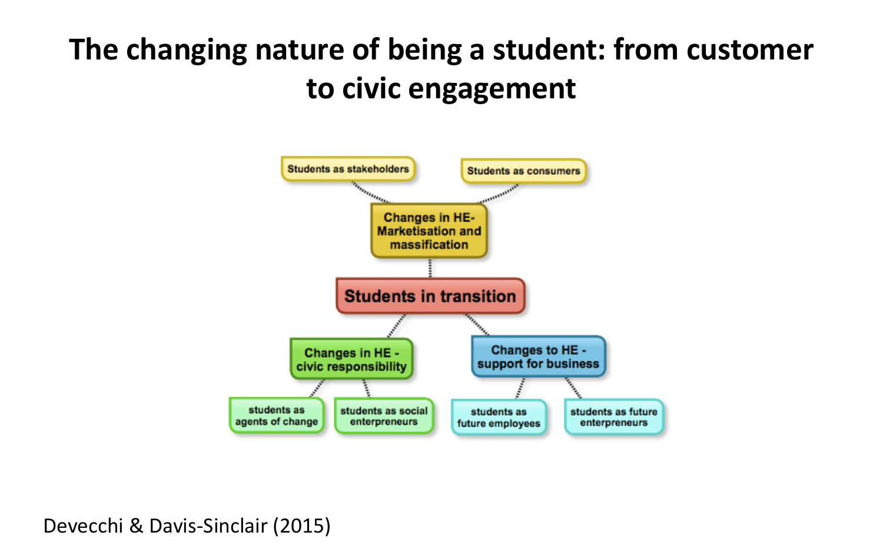# The changing nature of being a student: from customer to civic engagement

- Students in transition
  - Changes in HE- Marketisation and massification
    - Students as stakeholders
    - Students as consumers
  - Changes in HE - civic responsibility
    - students as agents of change
    - students as social enterpreneurs
  - Changes to HE - support for business
    - students as future employees
    - students as future enterpreneurs

Devecchi & Davis-Sinclair (2015)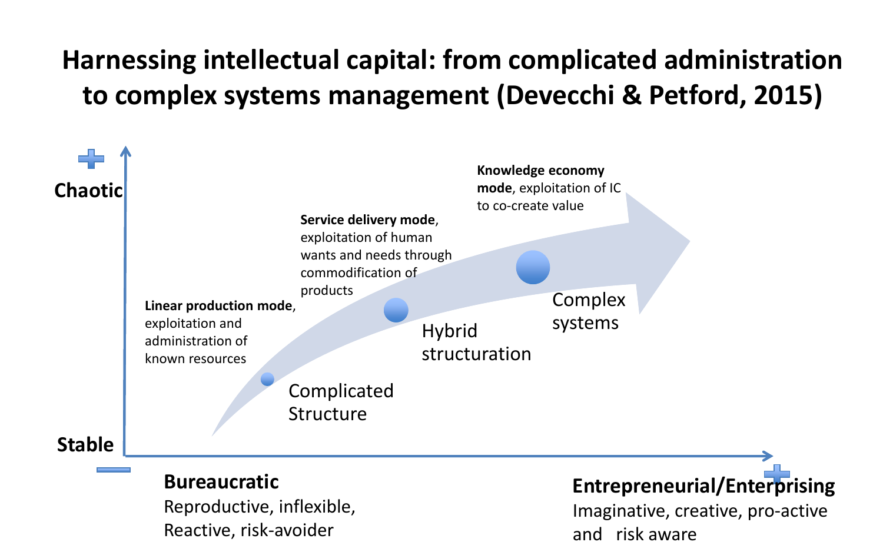# Harnessing intellectual capital: from complicated administration to complex systems management (Devecchi & Petford, 2015)

+

**Chaotic**

**Stable**

−

**Linear production mode**, exploitation and administration of known resources

Complicated Structure

**Service delivery mode**, exploitation of human wants and needs through commodification of products

Hybrid structuration

**Knowledge economy mode**, exploitation of IC to co-create value

Complex systems

**Bureaucratic**
Reproductive, inflexible, Reactive, risk-avoider

+

**Entrepreneurial/Enterprising**
Imaginative, creative, pro-active and risk aware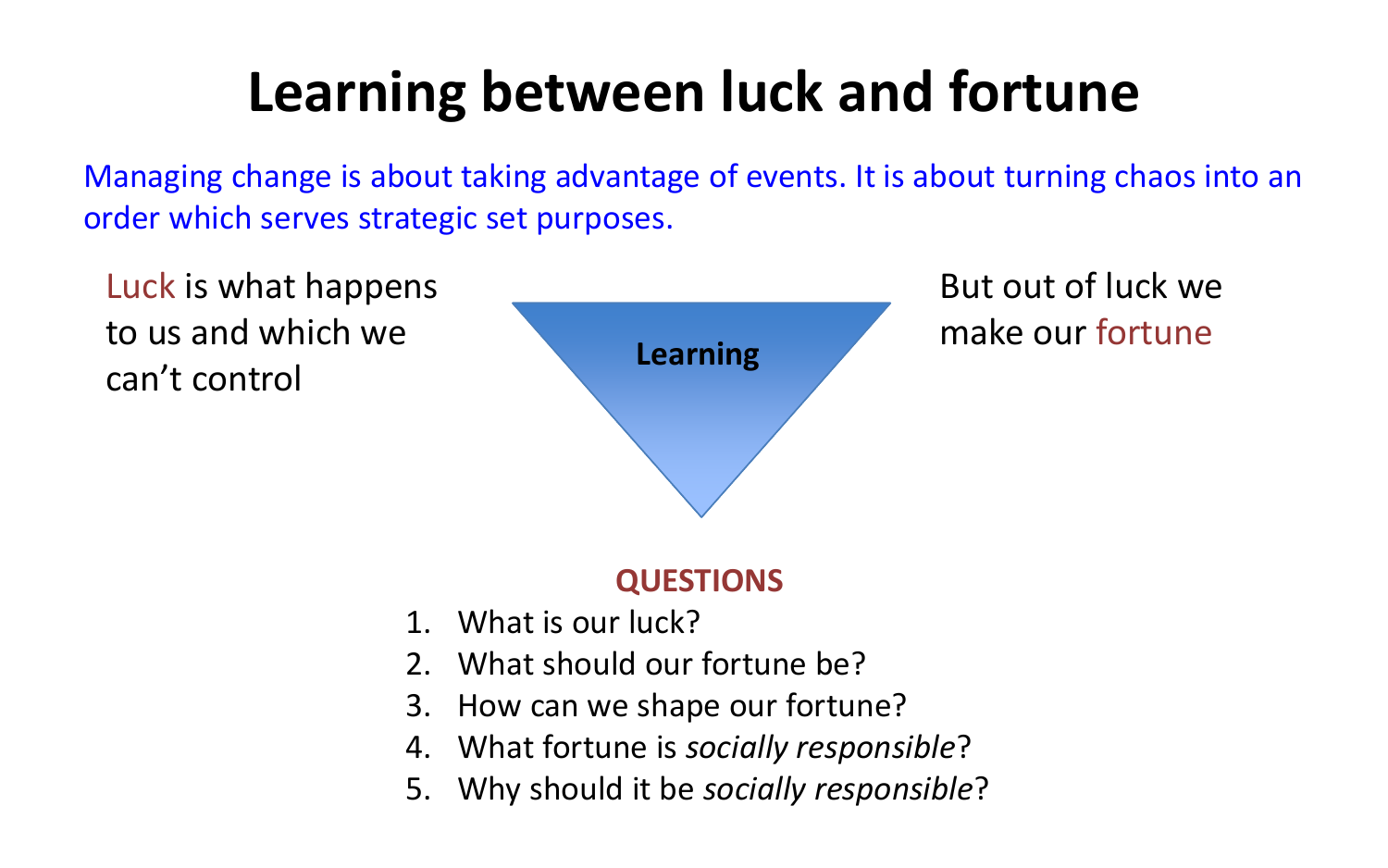# Learning between luck and fortune

Managing change is about taking advantage of events. It is about turning chaos into an order which serves strategic set purposes.

Luck is what happens to us and which we can't control

**Learning**

But out of luck we make our fortune

**QUESTIONS**

1. What is our luck?
2. What should our fortune be?
3. How can we shape our fortune?
4. What fortune is *socially responsible*?
5. Why should it be *socially responsible*?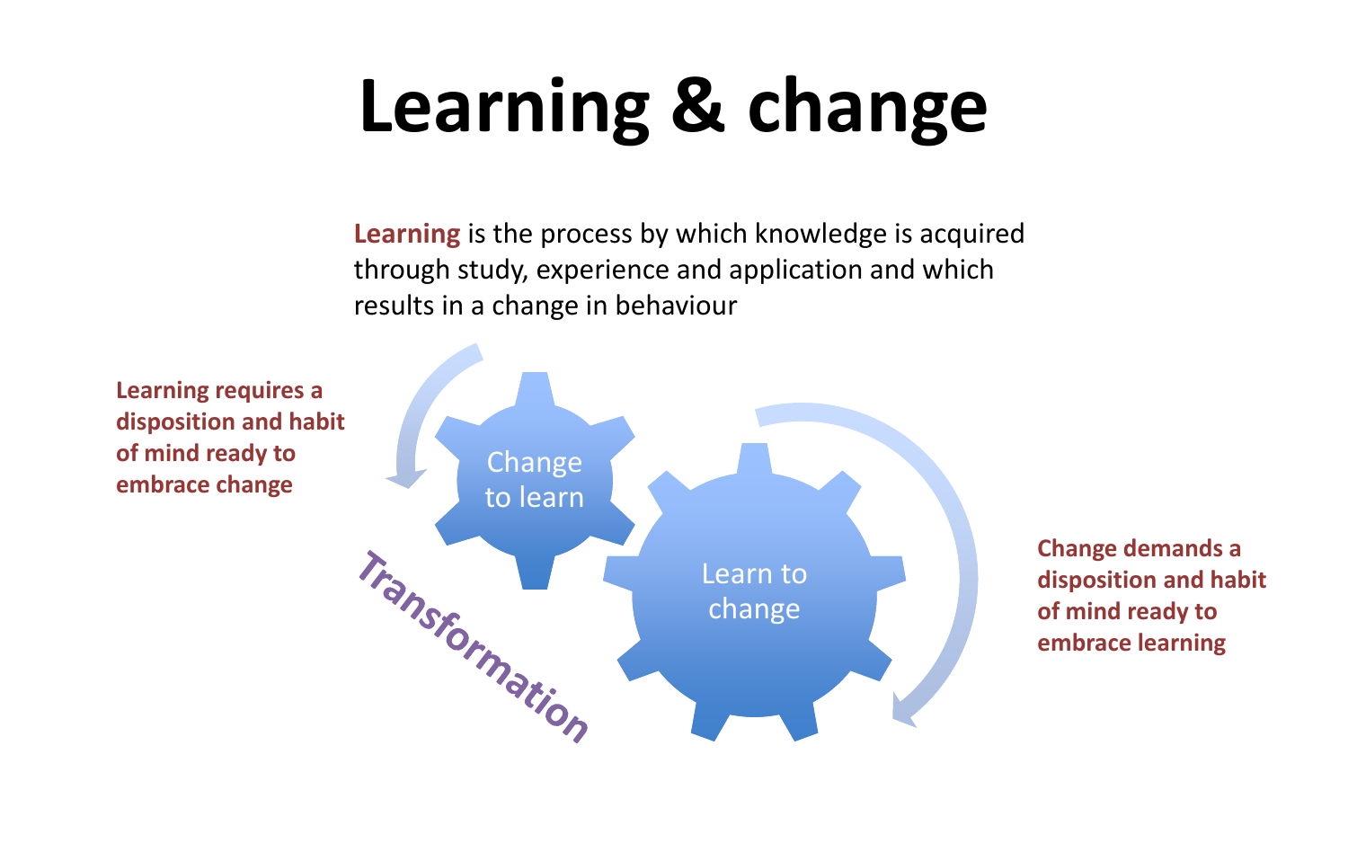# Learning & change

**Learning** is the process by which knowledge is acquired through study, experience and application and which results in a change in behaviour

**Learning requires a disposition and habit of mind ready to embrace change**

Change to learn

Learn to change

Transformation

**Change demands a disposition and habit of mind ready to embrace learning**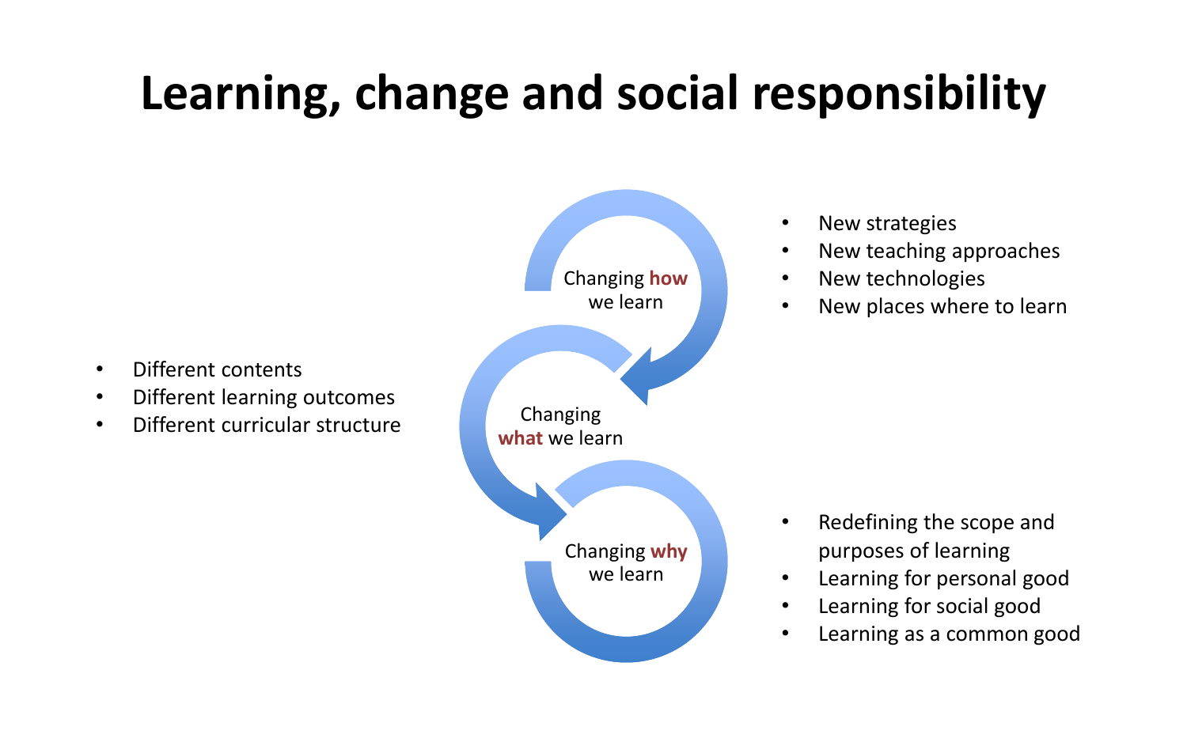# Learning, change and social responsibility

**Changing how we learn**

- New strategies
- New teaching approaches
- New technologies
- New places where to learn

**Changing what we learn**

- Different contents
- Different learning outcomes
- Different curricular structure

**Changing why we learn**

- Redefining the scope and purposes of learning
- Learning for personal good
- Learning for social good
- Learning as a common good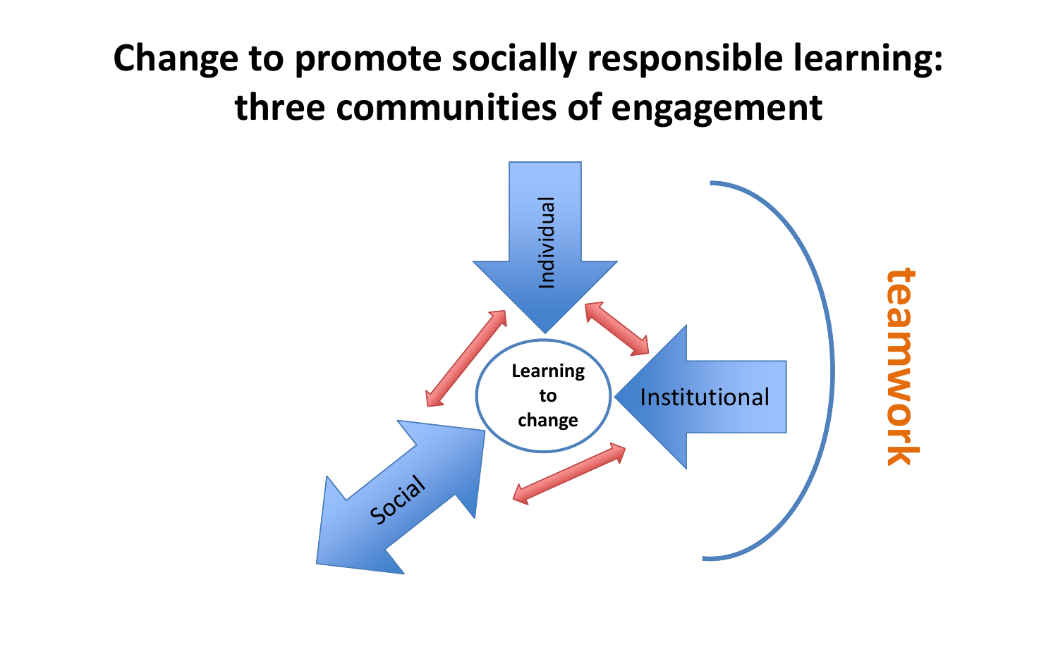# Change to promote socially responsible learning: three communities of engagement

Individual

Institutional

Social

Learning to change

teamwork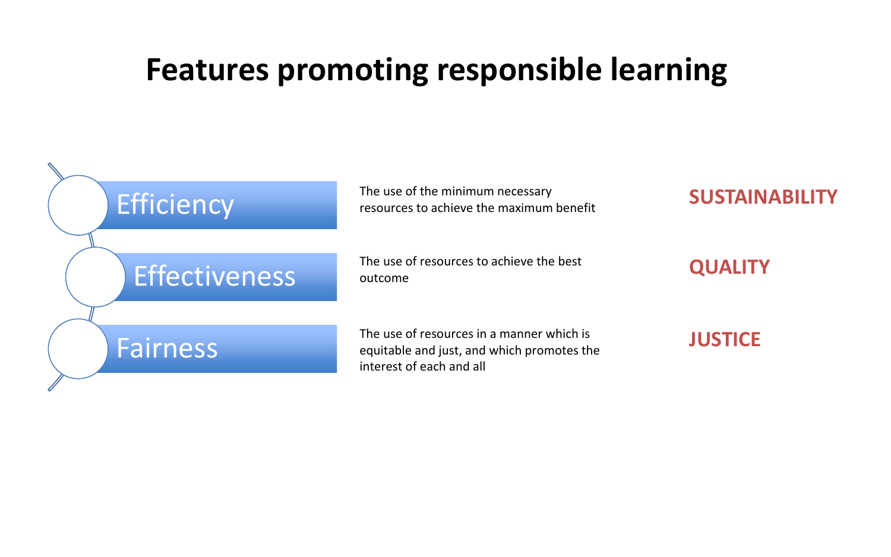# Features promoting responsible learning

| Feature | Description | Value |
| --- | --- | --- |
| Efficiency | The use of the minimum necessary resources to achieve the maximum benefit | **SUSTAINABILITY** |
| Effectiveness | The use of resources to achieve the best outcome | **QUALITY** |
| Fairness | The use of resources in a manner which is equitable and just, and which promotes the interest of each and all | **JUSTICE** |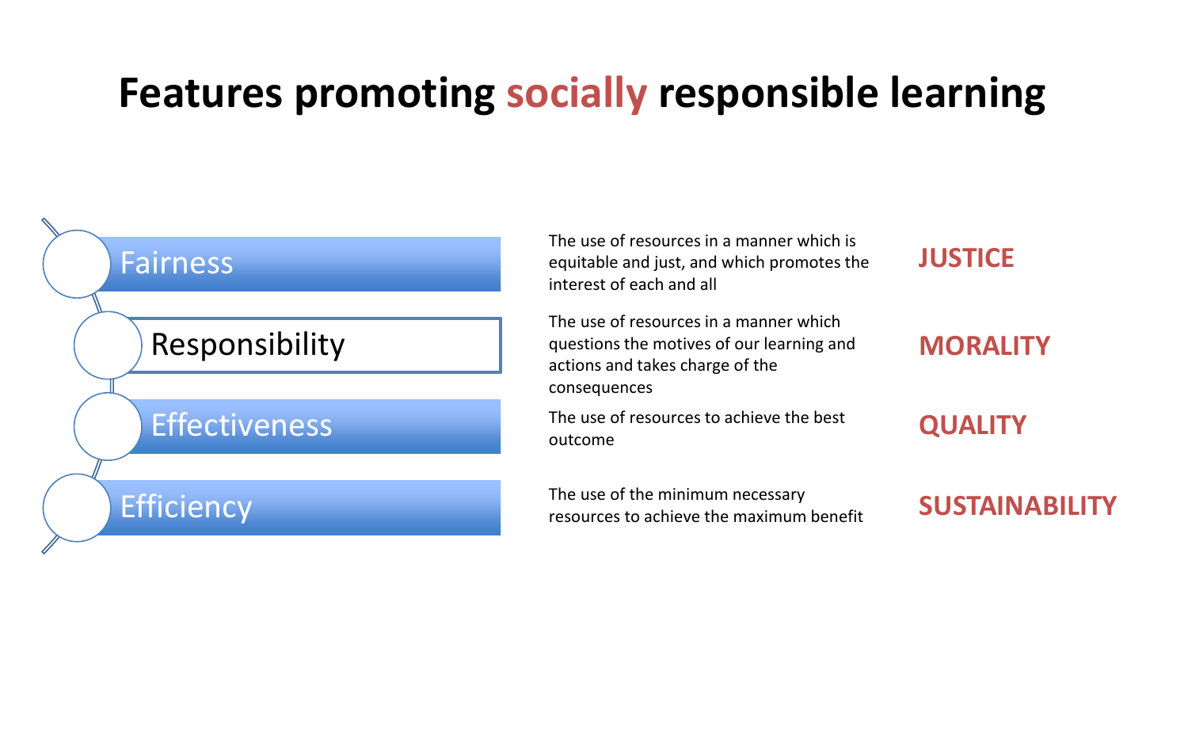# Features promoting socially responsible learning

| Feature | Description | Value |
| --- | --- | --- |
| Fairness | The use of resources in a manner which is equitable and just, and which promotes the interest of each and all | **JUSTICE** |
| Responsibility | The use of resources in a manner which questions the motives of our learning and actions and takes charge of the consequences | **MORALITY** |
| Effectiveness | The use of resources to achieve the best outcome | **QUALITY** |
| Efficiency | The use of the minimum necessary resources to achieve the maximum benefit | **SUSTAINABILITY** |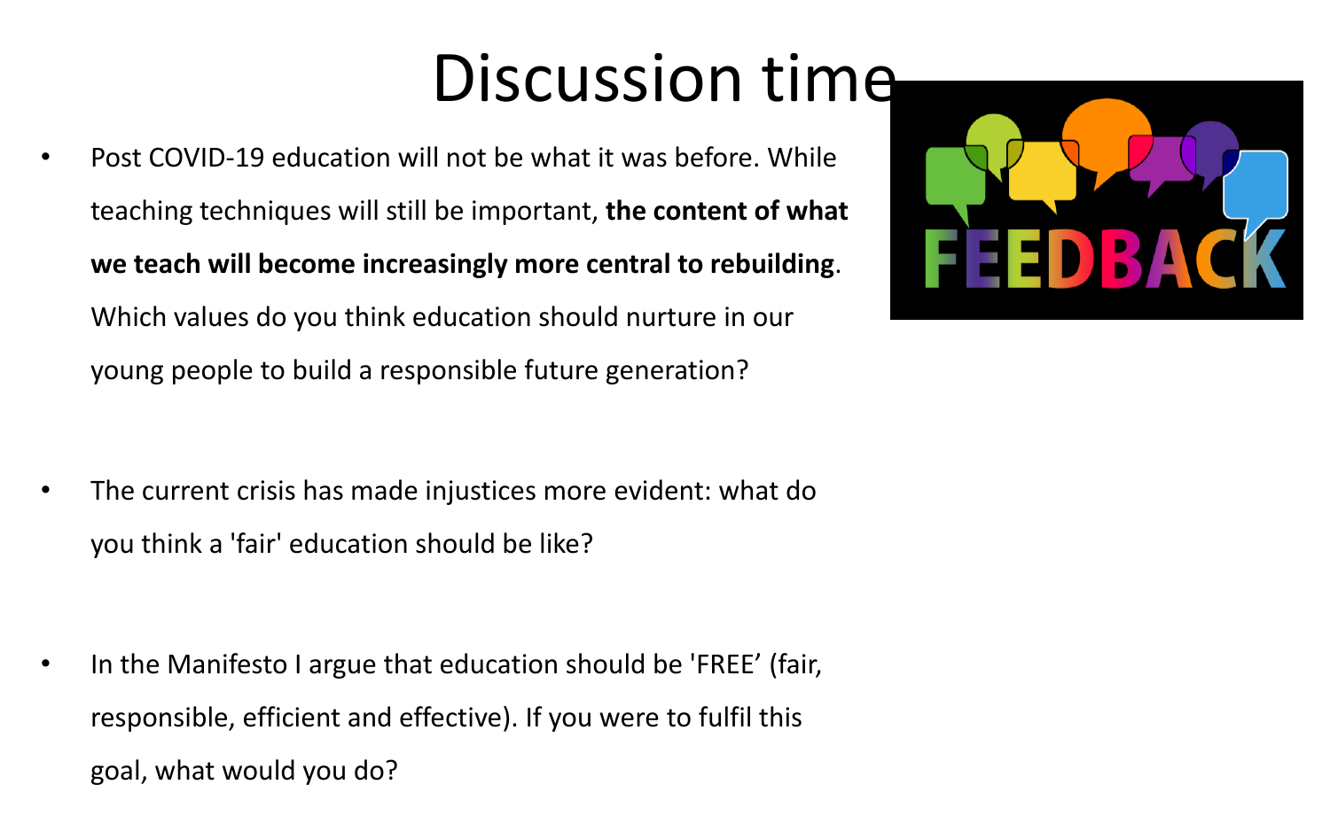# Discussion time

- Post COVID-19 education will not be what it was before. While teaching techniques will still be important, **the content of what we teach will become increasingly more central to rebuilding**. Which values do you think education should nurture in our young people to build a responsible future generation?

- The current crisis has made injustices more evident: what do you think a 'fair' education should be like?

- In the Manifesto I argue that education should be 'FREE' (fair, responsible, efficient and effective). If you were to fulfil this goal, what would you do?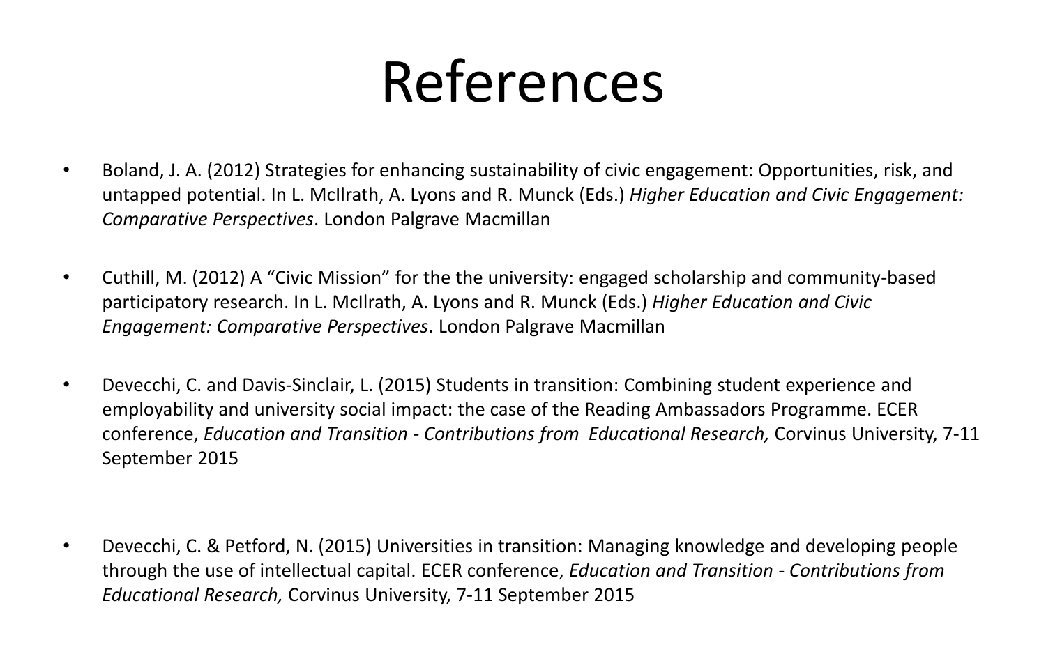# References

- Boland, J. A. (2012) Strategies for enhancing sustainability of civic engagement: Opportunities, risk, and untapped potential. In L. McIlrath, A. Lyons and R. Munck (Eds.) *Higher Education and Civic Engagement: Comparative Perspectives*. London Palgrave Macmillan

- Cuthill, M. (2012) A "Civic Mission" for the the university: engaged scholarship and community-based participatory research. In L. McIlrath, A. Lyons and R. Munck (Eds.) *Higher Education and Civic Engagement: Comparative Perspectives*. London Palgrave Macmillan

- Devecchi, C. and Davis-Sinclair, L. (2015) Students in transition: Combining student experience and employability and university social impact: the case of the Reading Ambassadors Programme. ECER conference, *Education and Transition - Contributions from Educational Research,* Corvinus University, 7-11 September 2015

- Devecchi, C. & Petford, N. (2015) Universities in transition: Managing knowledge and developing people through the use of intellectual capital. ECER conference, *Education and Transition - Contributions from Educational Research,* Corvinus University, 7-11 September 2015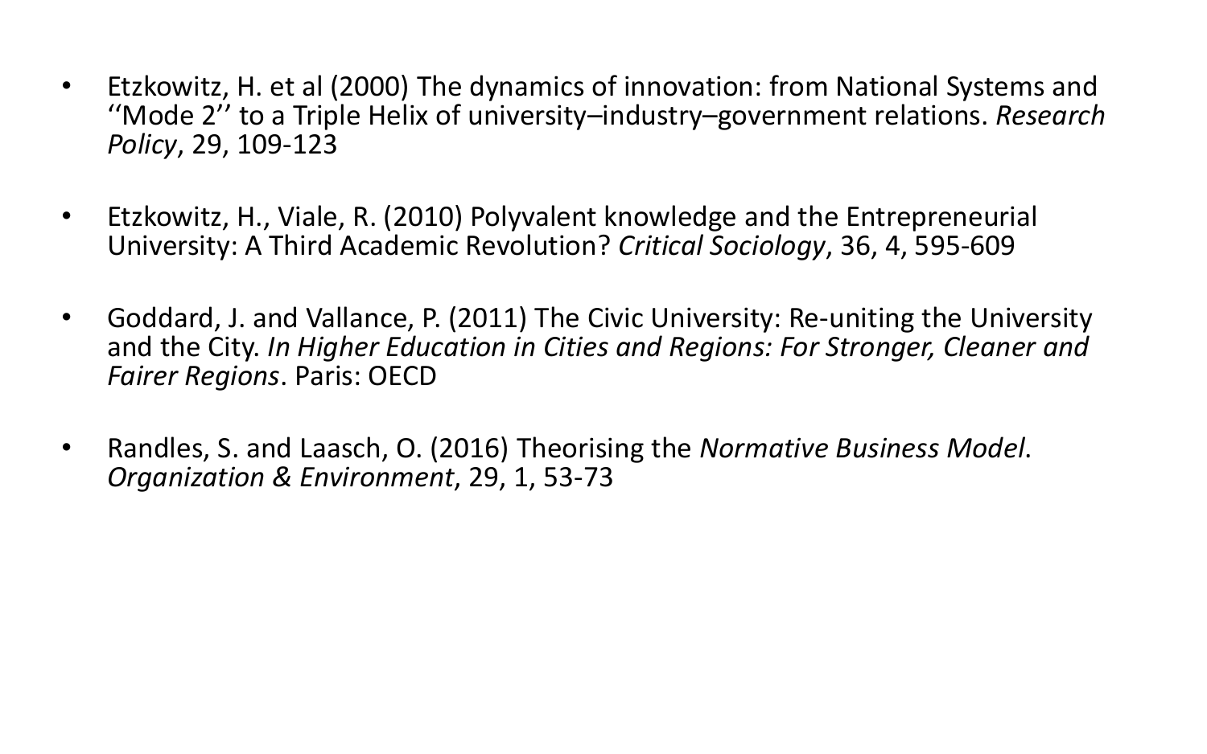- Etzkowitz, H. et al (2000) The dynamics of innovation: from National Systems and ''Mode 2'' to a Triple Helix of university–industry–government relations. *Research Policy*, 29, 109-123

- Etzkowitz, H., Viale, R. (2010) Polyvalent knowledge and the Entrepreneurial University: A Third Academic Revolution? *Critical Sociology*, 36, 4, 595-609

- Goddard, J. and Vallance, P. (2011) The Civic University: Re-uniting the University and the City. *In Higher Education in Cities and Regions: For Stronger, Cleaner and Fairer Regions*. Paris: OECD

- Randles, S. and Laasch, O. (2016) Theorising the *Normative Business Model*. *Organization & Environment*, 29, 1, 53-73